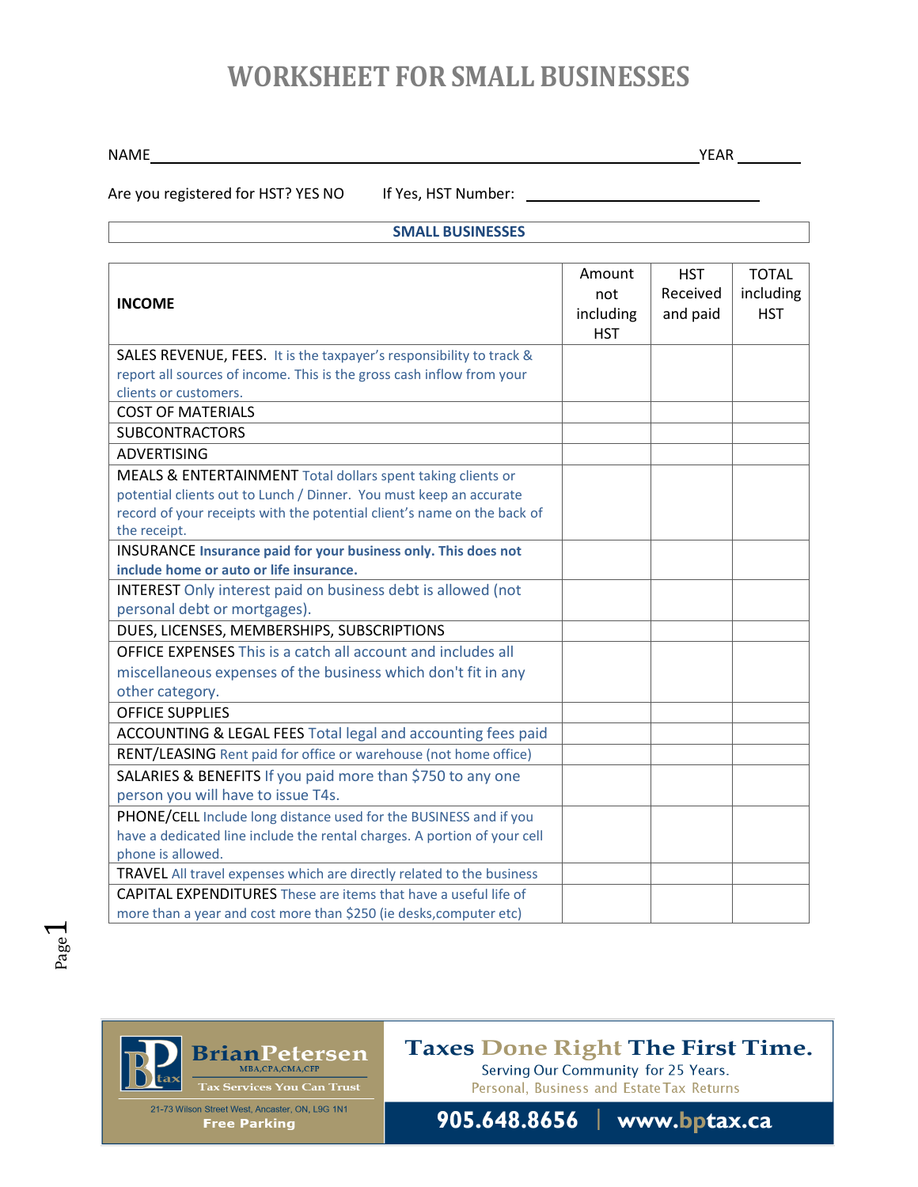# WORKSHEET FOR SMALL BUSINESSES

NAME\_\_\_\_\_\_\_\_\_\_\_\_\_\_\_\_\_\_\_\_\_\_\_\_\_\_\_\_\_\_\_\_\_\_\_\_\_\_\_\_\_\_\_\_\_\_\_\_ YEAR \_\_\_\_\_\_\_\_

Are you registered for HST? YES NO     If Yes, HST Number: \_\_\_\_\_\_\_\_\_\_\_\_\_\_\_\_\_\_\_\_\_\_\_\_

## SMALL BUSINESSES

| INCOME | Amount not including HST | HST Received and paid | TOTAL including HST |
|---|---|---|---|
| SALES REVENUE, FEES. It is the taxpayer's responsibility to track & report all sources of income. This is the gross cash inflow from your clients or customers. | | | |
| COST OF MATERIALS | | | |
| SUBCONTRACTORS | | | |
| ADVERTISING | | | |
| MEALS & ENTERTAINMENT Total dollars spent taking clients or potential clients out to Lunch / Dinner. You must keep an accurate record of your receipts with the potential client's name on the back of the receipt. | | | |
| INSURANCE **Insurance paid for your business only. This does not include home or auto or life insurance.** | | | |
| INTEREST Only interest paid on business debt is allowed (not personal debt or mortgages). | | | |
| DUES, LICENSES, MEMBERSHIPS, SUBSCRIPTIONS | | | |
| OFFICE EXPENSES This is a catch all account and includes all miscellaneous expenses of the business which don't fit in any other category. | | | |
| OFFICE SUPPLIES | | | |
| ACCOUNTING & LEGAL FEES Total legal and accounting fees paid | | | |
| RENT/LEASING Rent paid for office or warehouse (not home office) | | | |
| SALARIES & BENEFITS If you paid more than $750 to any one person you will have to issue T4s. | | | |
| PHONE/CELL Include long distance used for the BUSINESS and if you have a dedicated line include the rental charges. A portion of your cell phone is allowed. | | | |
| TRAVEL All travel expenses which are directly related to the business | | | |
| CAPITAL EXPENDITURES These are items that have a useful life of more than a year and cost more than $250 (ie desks,computer etc) | | | |

Brian Petersen MBA,CPA,CMA,CFP
Tax Services You Can Trust
21-73 Wilson Street West, Ancaster, ON, L9G 1N1
Free Parking

Taxes Done Right The First Time.
Serving Our Community for 25 Years.
Personal, Business and Estate Tax Returns

905.648.8656 | www.bptax.ca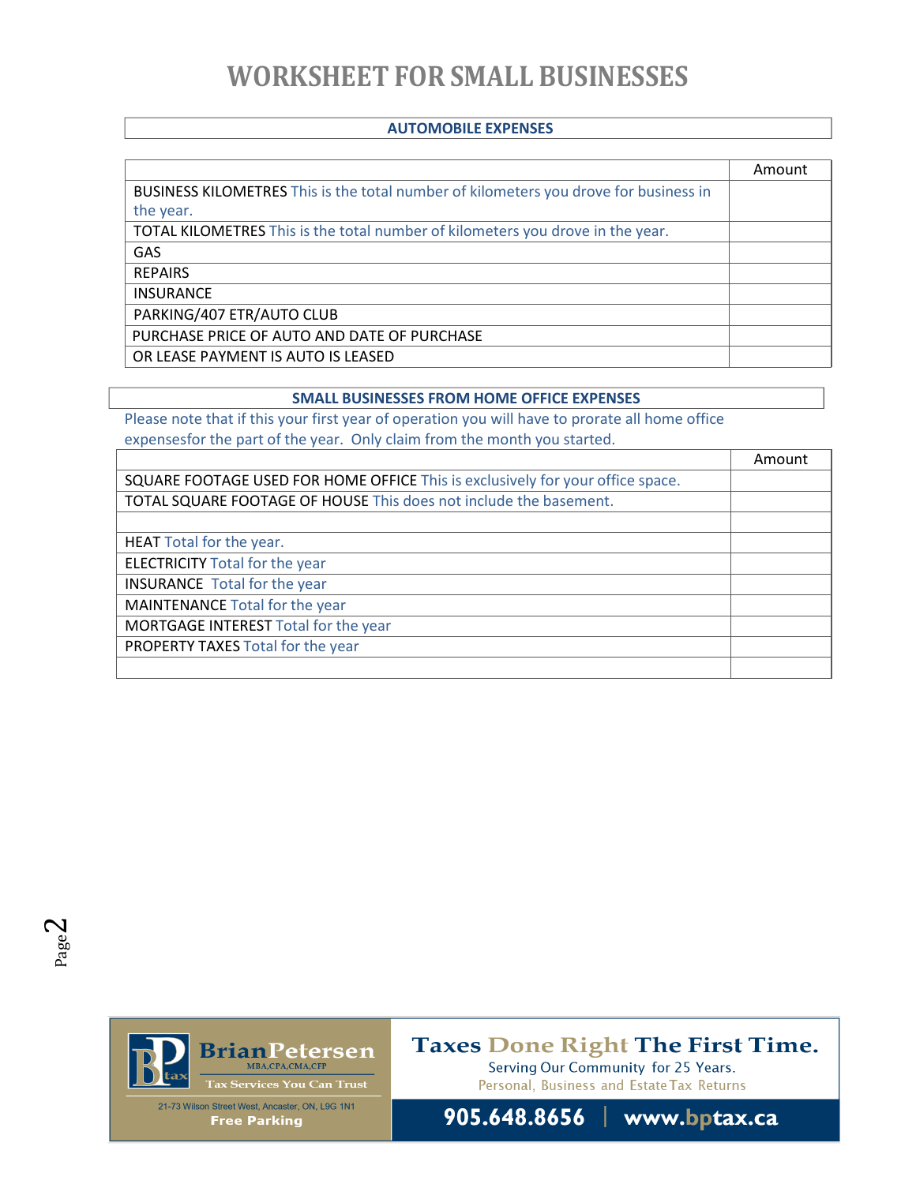# WORKSHEET FOR SMALL BUSINESSES

## AUTOMOBILE EXPENSES

| | Amount |
|---|---|
| BUSINESS KILOMETRES This is the total number of kilometers you drove for business in the year. | |
| TOTAL KILOMETRES This is the total number of kilometers you drove in the year. | |
| GAS | |
| REPAIRS | |
| INSURANCE | |
| PARKING/407 ETR/AUTO CLUB | |
| PURCHASE PRICE OF AUTO AND DATE OF PURCHASE | |
| OR LEASE PAYMENT IS AUTO IS LEASED | |

## SMALL BUSINESSES FROM HOME OFFICE EXPENSES

Please note that if this your first year of operation you will have to prorate all home office expensesfor the part of the year. Only claim from the month you started.

| | Amount |
|---|---|
| SQUARE FOOTAGE USED FOR HOME OFFICE This is exclusively for your office space. | |
| TOTAL SQUARE FOOTAGE OF HOUSE This does not include the basement. | |
| | |
| HEAT Total for the year. | |
| ELECTRICITY Total for the year | |
| INSURANCE Total for the year | |
| MAINTENANCE Total for the year | |
| MORTGAGE INTEREST Total for the year | |
| PROPERTY TAXES Total for the year | |
| | |

BrianPetersen MBA,CPA,CMA,CFP
Tax Services You Can Trust
21-73 Wilson Street West, Ancaster, ON, L9G 1N1
Free Parking

Taxes Done Right The First Time.
Serving Our Community for 25 Years.
Personal, Business and Estate Tax Returns

905.648.8656 | www.bptax.ca